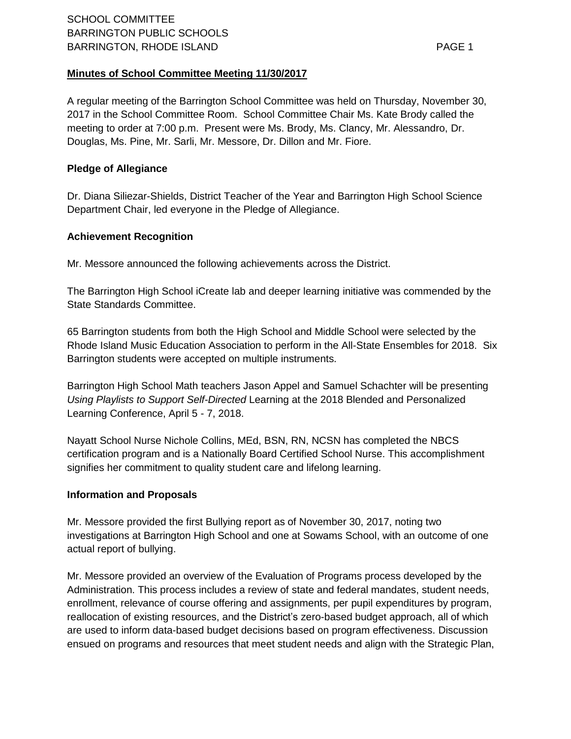# SCHOOL COMMITTEE
BARRINGTON PUBLIC SCHOOLS
BARRINGTON, RHODE ISLAND

## Minutes of School Committee Meeting 11/30/2017

A regular meeting of the Barrington School Committee was held on Thursday, November 30, 2017 in the School Committee Room. School Committee Chair Ms. Kate Brody called the meeting to order at 7:00 p.m. Present were Ms. Brody, Ms. Clancy, Mr. Alessandro, Dr. Douglas, Ms. Pine, Mr. Sarli, Mr. Messore, Dr. Dillon and Mr. Fiore.

### Pledge of Allegiance

Dr. Diana Siliezar-Shields, District Teacher of the Year and Barrington High School Science Department Chair, led everyone in the Pledge of Allegiance.

### Achievement Recognition

Mr. Messore announced the following achievements across the District.

The Barrington High School iCreate lab and deeper learning initiative was commended by the State Standards Committee.

65 Barrington students from both the High School and Middle School were selected by the Rhode Island Music Education Association to perform in the All-State Ensembles for 2018. Six Barrington students were accepted on multiple instruments.

Barrington High School Math teachers Jason Appel and Samuel Schachter will be presenting *Using Playlists to Support Self-Directed* Learning at the 2018 Blended and Personalized Learning Conference, April 5 - 7, 2018.

Nayatt School Nurse Nichole Collins, MEd, BSN, RN, NCSN has completed the NBCS certification program and is a Nationally Board Certified School Nurse. This accomplishment signifies her commitment to quality student care and lifelong learning.

### Information and Proposals

Mr. Messore provided the first Bullying report as of November 30, 2017, noting two investigations at Barrington High School and one at Sowams School, with an outcome of one actual report of bullying.

Mr. Messore provided an overview of the Evaluation of Programs process developed by the Administration. This process includes a review of state and federal mandates, student needs, enrollment, relevance of course offering and assignments, per pupil expenditures by program, reallocation of existing resources, and the District's zero-based budget approach, all of which are used to inform data-based budget decisions based on program effectiveness. Discussion ensued on programs and resources that meet student needs and align with the Strategic Plan,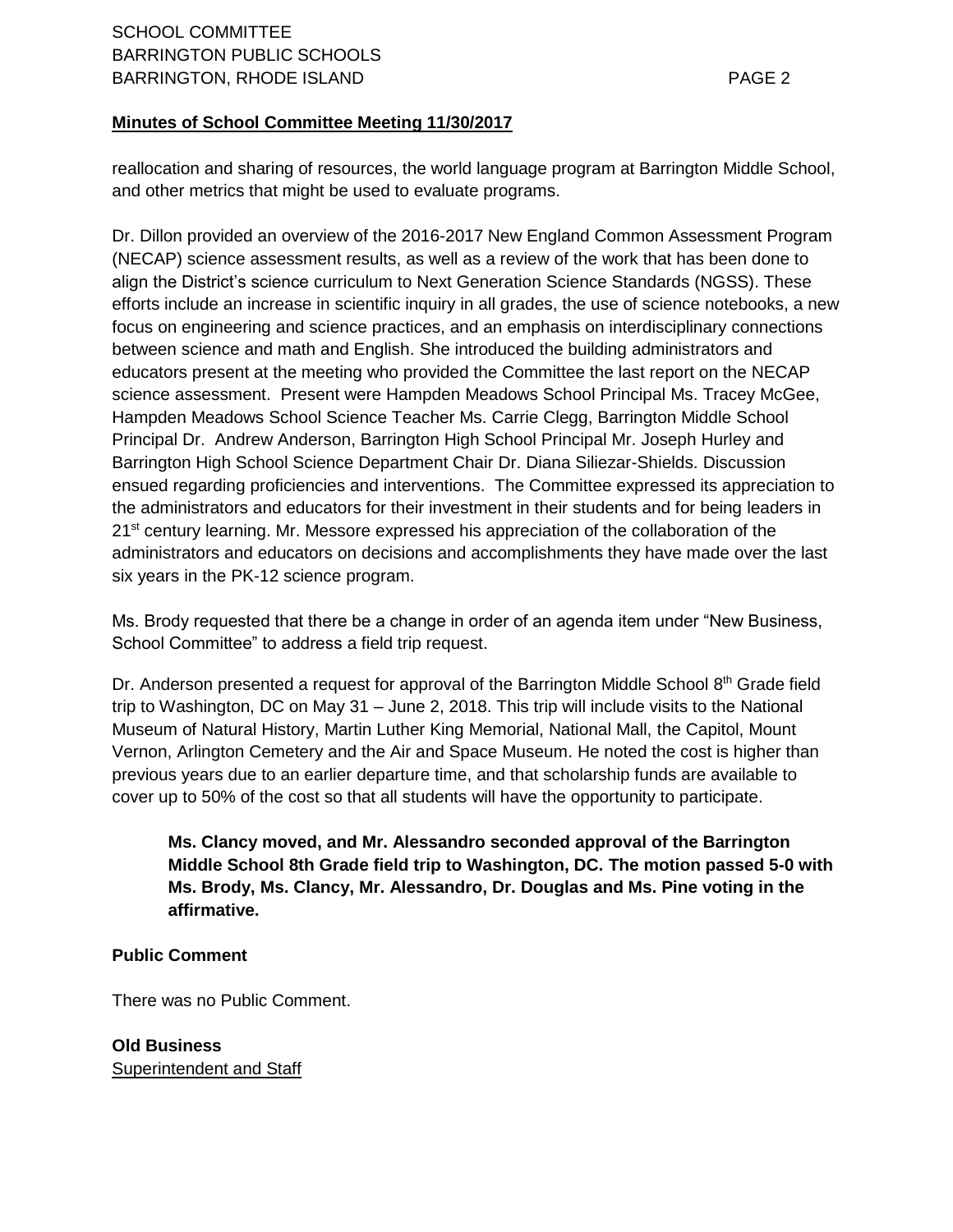**Minutes of School Committee Meeting 11/30/2017**

reallocation and sharing of resources, the world language program at Barrington Middle School, and other metrics that might be used to evaluate programs.

Dr. Dillon provided an overview of the 2016-2017 New England Common Assessment Program (NECAP) science assessment results, as well as a review of the work that has been done to align the District's science curriculum to Next Generation Science Standards (NGSS). These efforts include an increase in scientific inquiry in all grades, the use of science notebooks, a new focus on engineering and science practices, and an emphasis on interdisciplinary connections between science and math and English. She introduced the building administrators and educators present at the meeting who provided the Committee the last report on the NECAP science assessment. Present were Hampden Meadows School Principal Ms. Tracey McGee, Hampden Meadows School Science Teacher Ms. Carrie Clegg, Barrington Middle School Principal Dr. Andrew Anderson, Barrington High School Principal Mr. Joseph Hurley and Barrington High School Science Department Chair Dr. Diana Siliezar-Shields. Discussion ensued regarding proficiencies and interventions. The Committee expressed its appreciation to the administrators and educators for their investment in their students and for being leaders in 21st century learning. Mr. Messore expressed his appreciation of the collaboration of the administrators and educators on decisions and accomplishments they have made over the last six years in the PK-12 science program.

Ms. Brody requested that there be a change in order of an agenda item under "New Business, School Committee" to address a field trip request.

Dr. Anderson presented a request for approval of the Barrington Middle School 8th Grade field trip to Washington, DC on May 31 – June 2, 2018. This trip will include visits to the National Museum of Natural History, Martin Luther King Memorial, National Mall, the Capitol, Mount Vernon, Arlington Cemetery and the Air and Space Museum. He noted the cost is higher than previous years due to an earlier departure time, and that scholarship funds are available to cover up to 50% of the cost so that all students will have the opportunity to participate.

> **Ms. Clancy moved, and Mr. Alessandro seconded approval of the Barrington Middle School 8th Grade field trip to Washington, DC. The motion passed 5-0 with Ms. Brody, Ms. Clancy, Mr. Alessandro, Dr. Douglas and Ms. Pine voting in the affirmative.**

**Public Comment**

There was no Public Comment.

**Old Business**

Superintendent and Staff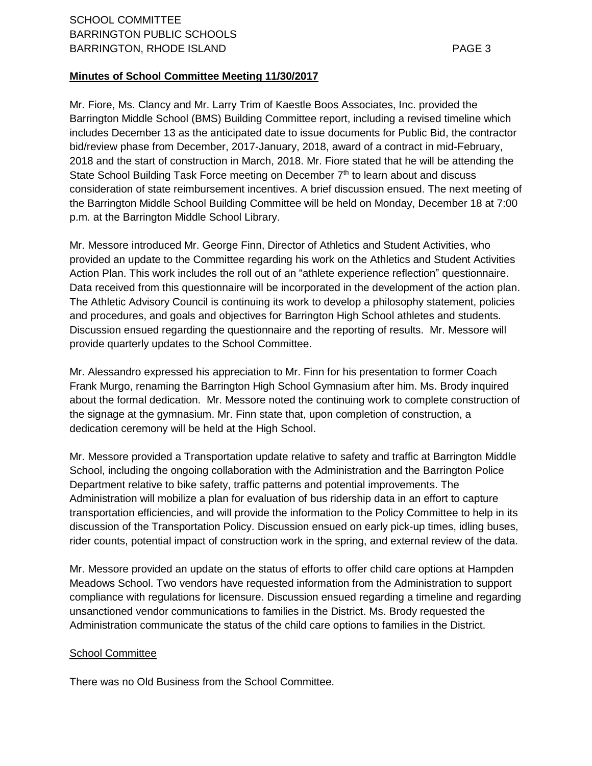**Minutes of School Committee Meeting 11/30/2017**

Mr. Fiore, Ms. Clancy and Mr. Larry Trim of Kaestle Boos Associates, Inc. provided the Barrington Middle School (BMS) Building Committee report, including a revised timeline which includes December 13 as the anticipated date to issue documents for Public Bid, the contractor bid/review phase from December, 2017-January, 2018, award of a contract in mid-February, 2018 and the start of construction in March, 2018. Mr. Fiore stated that he will be attending the State School Building Task Force meeting on December 7th to learn about and discuss consideration of state reimbursement incentives. A brief discussion ensued. The next meeting of the Barrington Middle School Building Committee will be held on Monday, December 18 at 7:00 p.m. at the Barrington Middle School Library.

Mr. Messore introduced Mr. George Finn, Director of Athletics and Student Activities, who provided an update to the Committee regarding his work on the Athletics and Student Activities Action Plan. This work includes the roll out of an "athlete experience reflection" questionnaire. Data received from this questionnaire will be incorporated in the development of the action plan. The Athletic Advisory Council is continuing its work to develop a philosophy statement, policies and procedures, and goals and objectives for Barrington High School athletes and students. Discussion ensued regarding the questionnaire and the reporting of results. Mr. Messore will provide quarterly updates to the School Committee.

Mr. Alessandro expressed his appreciation to Mr. Finn for his presentation to former Coach Frank Murgo, renaming the Barrington High School Gymnasium after him. Ms. Brody inquired about the formal dedication. Mr. Messore noted the continuing work to complete construction of the signage at the gymnasium. Mr. Finn state that, upon completion of construction, a dedication ceremony will be held at the High School.

Mr. Messore provided a Transportation update relative to safety and traffic at Barrington Middle School, including the ongoing collaboration with the Administration and the Barrington Police Department relative to bike safety, traffic patterns and potential improvements. The Administration will mobilize a plan for evaluation of bus ridership data in an effort to capture transportation efficiencies, and will provide the information to the Policy Committee to help in its discussion of the Transportation Policy. Discussion ensued on early pick-up times, idling buses, rider counts, potential impact of construction work in the spring, and external review of the data.

Mr. Messore provided an update on the status of efforts to offer child care options at Hampden Meadows School. Two vendors have requested information from the Administration to support compliance with regulations for licensure. Discussion ensued regarding a timeline and regarding unsanctioned vendor communications to families in the District. Ms. Brody requested the Administration communicate the status of the child care options to families in the District.

School Committee

There was no Old Business from the School Committee.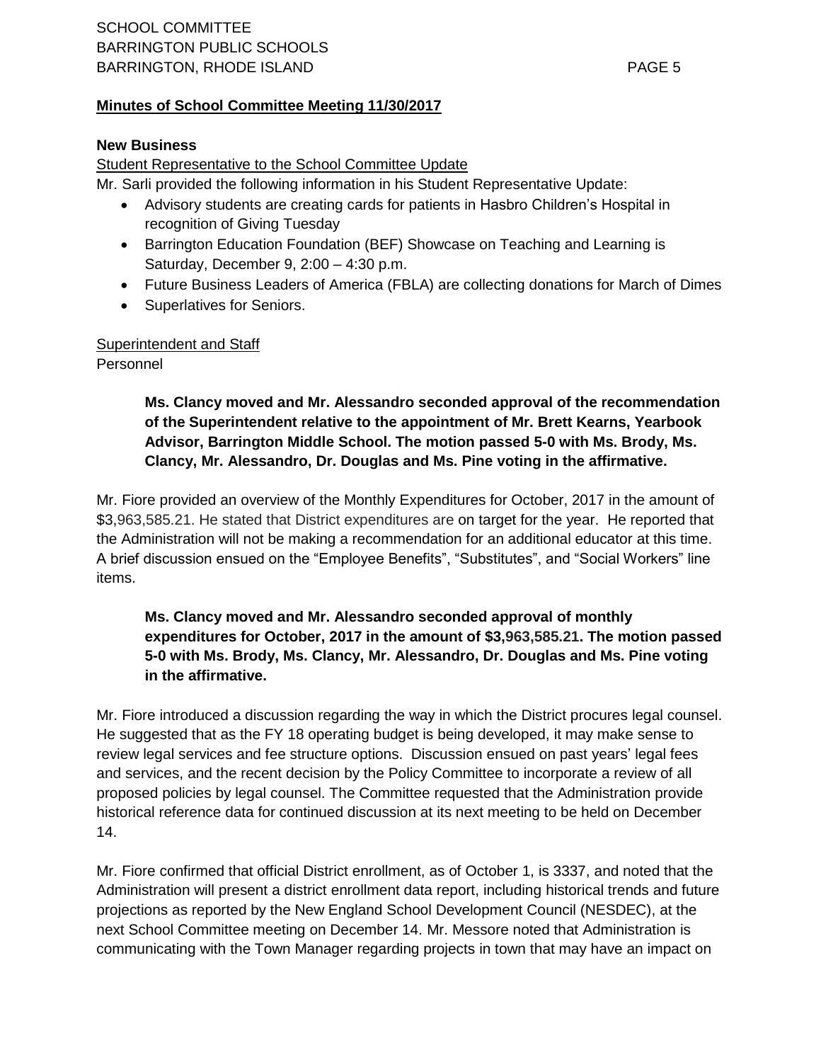**Minutes of School Committee Meeting 11/30/2017**

**New Business**

Student Representative to the School Committee Update

Mr. Sarli provided the following information in his Student Representative Update:

- Advisory students are creating cards for patients in Hasbro Children's Hospital in recognition of Giving Tuesday
- Barrington Education Foundation (BEF) Showcase on Teaching and Learning is Saturday, December 9, 2:00 – 4:30 p.m.
- Future Business Leaders of America (FBLA) are collecting donations for March of Dimes
- Superlatives for Seniors.

Superintendent and Staff

Personnel

> **Ms. Clancy moved and Mr. Alessandro seconded approval of the recommendation of the Superintendent relative to the appointment of Mr. Brett Kearns, Yearbook Advisor, Barrington Middle School. The motion passed 5-0 with Ms. Brody, Ms. Clancy, Mr. Alessandro, Dr. Douglas and Ms. Pine voting in the affirmative.**

Mr. Fiore provided an overview of the Monthly Expenditures for October, 2017 in the amount of $3,963,585.21. He stated that District expenditures are on target for the year. He reported that the Administration will not be making a recommendation for an additional educator at this time. A brief discussion ensued on the "Employee Benefits", "Substitutes", and "Social Workers" line items.

> **Ms. Clancy moved and Mr. Alessandro seconded approval of monthly expenditures for October, 2017 in the amount of $3,963,585.21. The motion passed 5-0 with Ms. Brody, Ms. Clancy, Mr. Alessandro, Dr. Douglas and Ms. Pine voting in the affirmative.**

Mr. Fiore introduced a discussion regarding the way in which the District procures legal counsel. He suggested that as the FY 18 operating budget is being developed, it may make sense to review legal services and fee structure options. Discussion ensued on past years' legal fees and services, and the recent decision by the Policy Committee to incorporate a review of all proposed policies by legal counsel. The Committee requested that the Administration provide historical reference data for continued discussion at its next meeting to be held on December 14.

Mr. Fiore confirmed that official District enrollment, as of October 1, is 3337, and noted that the Administration will present a district enrollment data report, including historical trends and future projections as reported by the New England School Development Council (NESDEC), at the next School Committee meeting on December 14. Mr. Messore noted that Administration is communicating with the Town Manager regarding projects in town that may have an impact on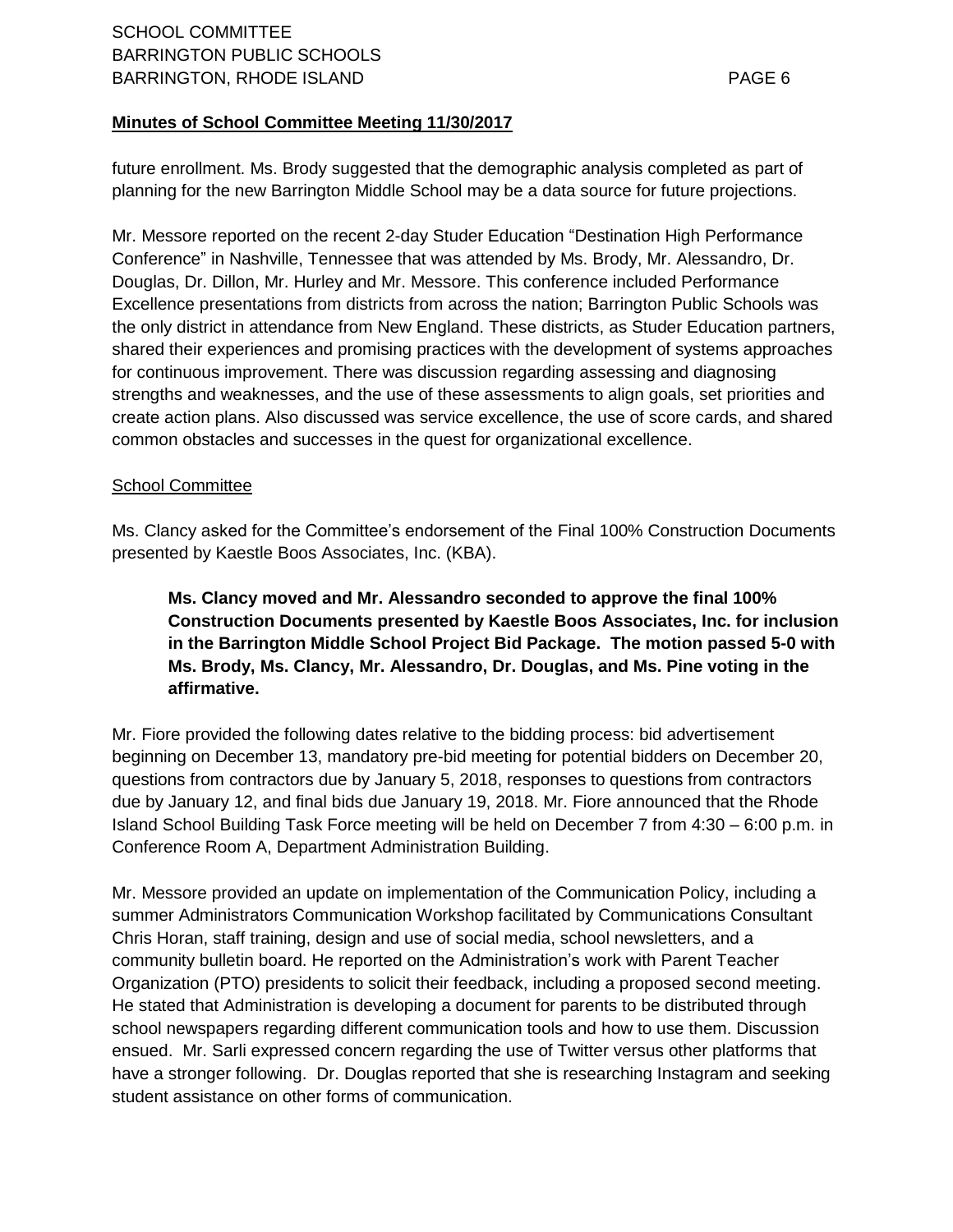**Minutes of School Committee Meeting 11/30/2017**

future enrollment. Ms. Brody suggested that the demographic analysis completed as part of planning for the new Barrington Middle School may be a data source for future projections.

Mr. Messore reported on the recent 2-day Studer Education "Destination High Performance Conference" in Nashville, Tennessee that was attended by Ms. Brody, Mr. Alessandro, Dr. Douglas, Dr. Dillon, Mr. Hurley and Mr. Messore. This conference included Performance Excellence presentations from districts from across the nation; Barrington Public Schools was the only district in attendance from New England. These districts, as Studer Education partners, shared their experiences and promising practices with the development of systems approaches for continuous improvement. There was discussion regarding assessing and diagnosing strengths and weaknesses, and the use of these assessments to align goals, set priorities and create action plans. Also discussed was service excellence, the use of score cards, and shared common obstacles and successes in the quest for organizational excellence.

School Committee

Ms. Clancy asked for the Committee's endorsement of the Final 100% Construction Documents presented by Kaestle Boos Associates, Inc. (KBA).

> **Ms. Clancy moved and Mr. Alessandro seconded to approve the final 100% Construction Documents presented by Kaestle Boos Associates, Inc. for inclusion in the Barrington Middle School Project Bid Package. The motion passed 5-0 with Ms. Brody, Ms. Clancy, Mr. Alessandro, Dr. Douglas, and Ms. Pine voting in the affirmative.**

Mr. Fiore provided the following dates relative to the bidding process: bid advertisement beginning on December 13, mandatory pre-bid meeting for potential bidders on December 20, questions from contractors due by January 5, 2018, responses to questions from contractors due by January 12, and final bids due January 19, 2018. Mr. Fiore announced that the Rhode Island School Building Task Force meeting will be held on December 7 from 4:30 – 6:00 p.m. in Conference Room A, Department Administration Building.

Mr. Messore provided an update on implementation of the Communication Policy, including a summer Administrators Communication Workshop facilitated by Communications Consultant Chris Horan, staff training, design and use of social media, school newsletters, and a community bulletin board. He reported on the Administration's work with Parent Teacher Organization (PTO) presidents to solicit their feedback, including a proposed second meeting. He stated that Administration is developing a document for parents to be distributed through school newspapers regarding different communication tools and how to use them. Discussion ensued. Mr. Sarli expressed concern regarding the use of Twitter versus other platforms that have a stronger following. Dr. Douglas reported that she is researching Instagram and seeking student assistance on other forms of communication.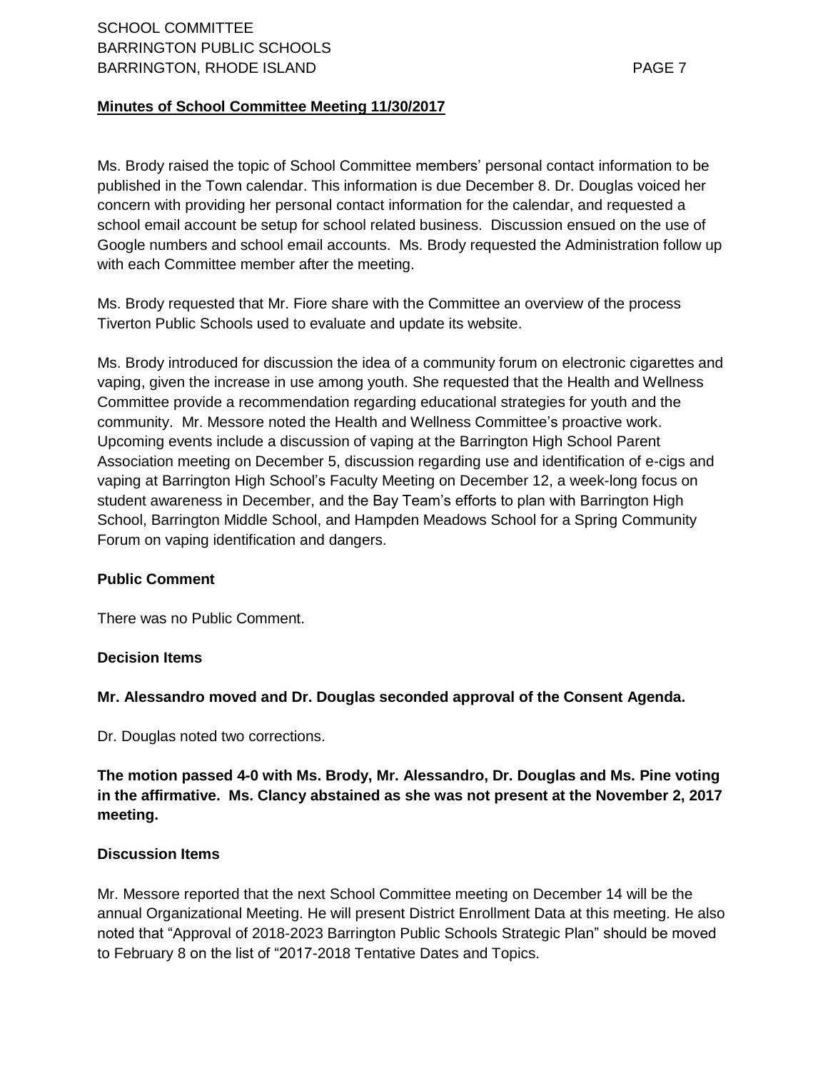**Minutes of School Committee Meeting 11/30/2017**

Ms. Brody raised the topic of School Committee members' personal contact information to be published in the Town calendar. This information is due December 8. Dr. Douglas voiced her concern with providing her personal contact information for the calendar, and requested a school email account be setup for school related business. Discussion ensued on the use of Google numbers and school email accounts. Ms. Brody requested the Administration follow up with each Committee member after the meeting.

Ms. Brody requested that Mr. Fiore share with the Committee an overview of the process Tiverton Public Schools used to evaluate and update its website.

Ms. Brody introduced for discussion the idea of a community forum on electronic cigarettes and vaping, given the increase in use among youth. She requested that the Health and Wellness Committee provide a recommendation regarding educational strategies for youth and the community. Mr. Messore noted the Health and Wellness Committee's proactive work. Upcoming events include a discussion of vaping at the Barrington High School Parent Association meeting on December 5, discussion regarding use and identification of e-cigs and vaping at Barrington High School's Faculty Meeting on December 12, a week-long focus on student awareness in December, and the Bay Team's efforts to plan with Barrington High School, Barrington Middle School, and Hampden Meadows School for a Spring Community Forum on vaping identification and dangers.

**Public Comment**

There was no Public Comment.

**Decision Items**

**Mr. Alessandro moved and Dr. Douglas seconded approval of the Consent Agenda.**

Dr. Douglas noted two corrections.

**The motion passed 4-0 with Ms. Brody, Mr. Alessandro, Dr. Douglas and Ms. Pine voting in the affirmative. Ms. Clancy abstained as she was not present at the November 2, 2017 meeting.**

**Discussion Items**

Mr. Messore reported that the next School Committee meeting on December 14 will be the annual Organizational Meeting. He will present District Enrollment Data at this meeting. He also noted that "Approval of 2018-2023 Barrington Public Schools Strategic Plan" should be moved to February 8 on the list of "2017-2018 Tentative Dates and Topics.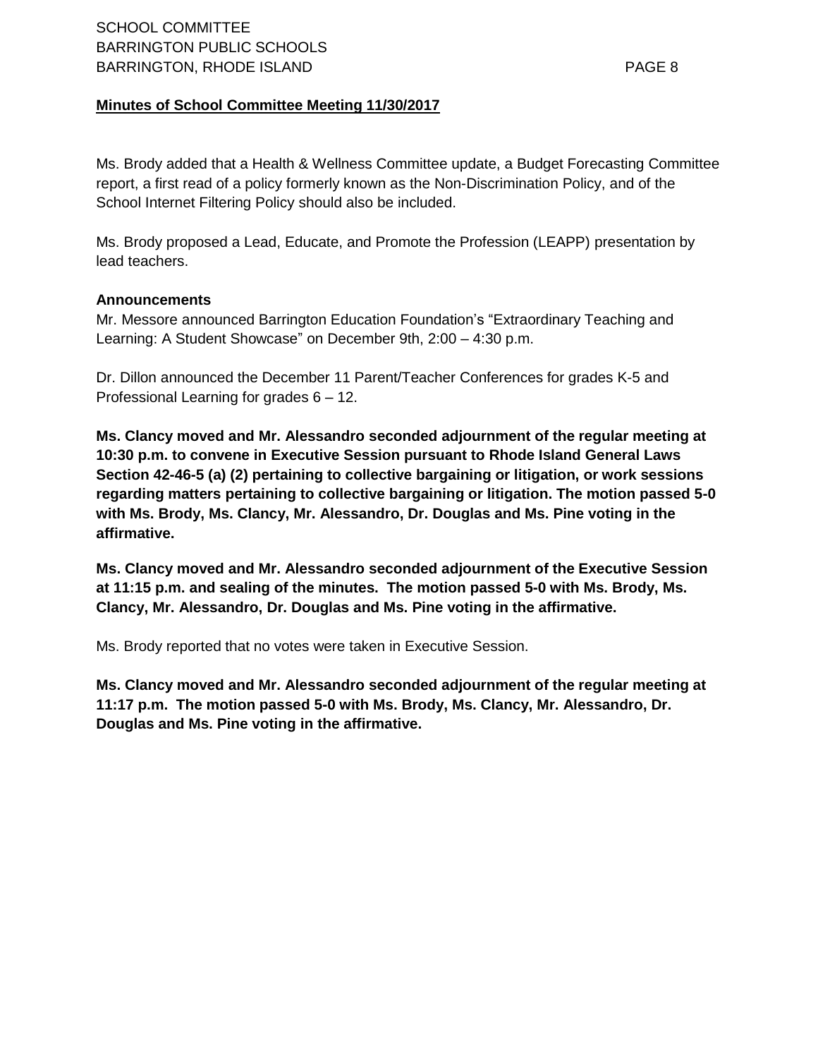**Minutes of School Committee Meeting 11/30/2017**

Ms. Brody added that a Health & Wellness Committee update, a Budget Forecasting Committee report, a first read of a policy formerly known as the Non-Discrimination Policy, and of the School Internet Filtering Policy should also be included.

Ms. Brody proposed a Lead, Educate, and Promote the Profession (LEAPP) presentation by lead teachers.

**Announcements**

Mr. Messore announced Barrington Education Foundation's "Extraordinary Teaching and Learning: A Student Showcase" on December 9th, 2:00 – 4:30 p.m.

Dr. Dillon announced the December 11 Parent/Teacher Conferences for grades K-5 and Professional Learning for grades 6 – 12.

**Ms. Clancy moved and Mr. Alessandro seconded adjournment of the regular meeting at 10:30 p.m. to convene in Executive Session pursuant to Rhode Island General Laws Section 42-46-5 (a) (2) pertaining to collective bargaining or litigation, or work sessions regarding matters pertaining to collective bargaining or litigation. The motion passed 5-0 with Ms. Brody, Ms. Clancy, Mr. Alessandro, Dr. Douglas and Ms. Pine voting in the affirmative.**

**Ms. Clancy moved and Mr. Alessandro seconded adjournment of the Executive Session at 11:15 p.m. and sealing of the minutes. The motion passed 5-0 with Ms. Brody, Ms. Clancy, Mr. Alessandro, Dr. Douglas and Ms. Pine voting in the affirmative.**

Ms. Brody reported that no votes were taken in Executive Session.

**Ms. Clancy moved and Mr. Alessandro seconded adjournment of the regular meeting at 11:17 p.m. The motion passed 5-0 with Ms. Brody, Ms. Clancy, Mr. Alessandro, Dr. Douglas and Ms. Pine voting in the affirmative.**